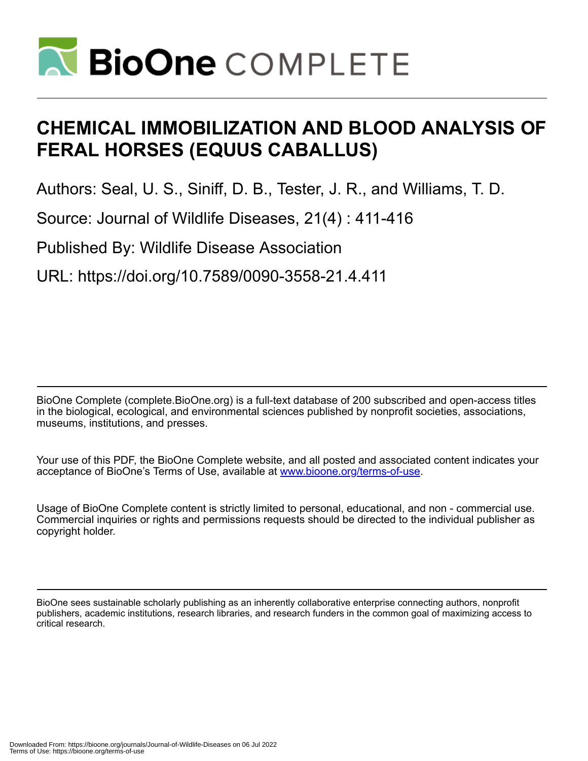# CHEMICAL IMMOBILIZATION AND BLOOD ANALYSIS OF FERAL HORSES (EQUUS CABALLUS)

Authors: Seal, U. S., Siniff, D. B., Tester, J. R., and Williams, T. D.

Source: Journal of Wildlife Diseases, 21(4) : 411-416

Published By: Wildlife Disease Association

URL: https://doi.org/10.7589/0090-3558-21.4.411

---

BioOne Complete (complete.BioOne.org) is a full-text database of 200 subscribed and open-access titles in the biological, ecological, and environmental sciences published by nonprofit societies, associations, museums, institutions, and presses.

Your use of this PDF, the BioOne Complete website, and all posted and associated content indicates your acceptance of BioOne's Terms of Use, available at www.bioone.org/terms-of-use.

Usage of BioOne Complete content is strictly limited to personal, educational, and non - commercial use. Commercial inquiries or rights and permissions requests should be directed to the individual publisher as copyright holder.

---

BioOne sees sustainable scholarly publishing as an inherently collaborative enterprise connecting authors, nonprofit publishers, academic institutions, research libraries, and research funders in the common goal of maximizing access to critical research.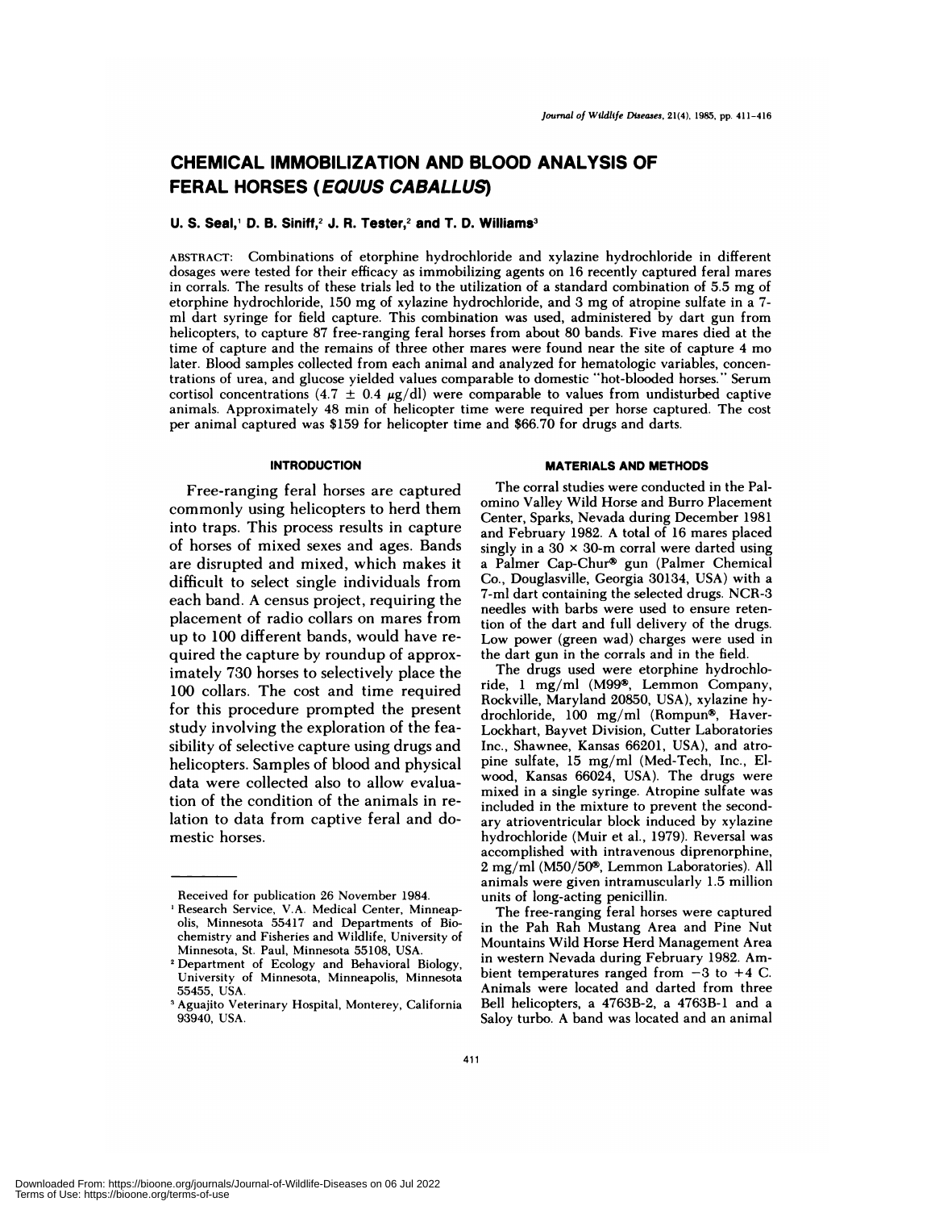# CHEMICAL IMMOBILIZATION AND BLOOD ANALYSIS OF FERAL HORSES (*EQUUS CABALLUS*)

**U. S. Seal,[1] D. B. Siniff,[2] J. R. Tester,[2] and T. D. Williams[3]**

ABSTRACT: Combinations of etorphine hydrochloride and xylazine hydrochloride in different dosages were tested for their efficacy as immobilizing agents on 16 recently captured feral mares in corrals. The results of these trials led to the utilization of a standard combination of 5.5 mg of etorphine hydrochloride, 150 mg of xylazine hydrochloride, and 3 mg of atropine sulfate in a 7-ml dart syringe for field capture. This combination was used, administered by dart gun from helicopters, to capture 87 free-ranging feral horses from about 80 bands. Five mares died at the time of capture and the remains of three other mares were found near the site of capture 4 mo later. Blood samples collected from each animal and analyzed for hematologic variables, concentrations of urea, and glucose yielded values comparable to domestic "hot-blooded horses." Serum cortisol concentrations ($4.7 \pm 0.4$ μg/dl) were comparable to values from undisturbed captive animals. Approximately 48 min of helicopter time were required per horse captured. The cost per animal captured was $159 for helicopter time and $66.70 for drugs and darts.

## INTRODUCTION

Free-ranging feral horses are captured commonly using helicopters to herd them into traps. This process results in capture of horses of mixed sexes and ages. Bands are disrupted and mixed, which makes it difficult to select single individuals from each band. A census project, requiring the placement of radio collars on mares from up to 100 different bands, would have required the capture by roundup of approximately 730 horses to selectively place the 100 collars. The cost and time required for this procedure prompted the present study involving the exploration of the feasibility of selective capture using drugs and helicopters. Samples of blood and physical data were collected also to allow evaluation of the condition of the animals in relation to data from captive feral and domestic horses.

## MATERIALS AND METHODS

The corral studies were conducted in the Palomino Valley Wild Horse and Burro Placement Center, Sparks, Nevada during December 1981 and February 1982. A total of 16 mares placed singly in a 30 × 30-m corral were darted using a Palmer Cap-Chur® gun (Palmer Chemical Co., Douglasville, Georgia 30134, USA) with a 7-ml dart containing the selected drugs. NCR-3 needles with barbs were used to ensure retention of the dart and full delivery of the drugs. Low power (green wad) charges were used in the dart gun in the corrals and in the field.

The drugs used were etorphine hydrochloride, 1 mg/ml (M99®, Lemmon Company, Rockville, Maryland 20850, USA), xylazine hydrochloride, 100 mg/ml (Rompun®, Haver-Lockhart, Bayvet Division, Cutter Laboratories Inc., Shawnee, Kansas 66201, USA), and atropine sulfate, 15 mg/ml (Med-Tech, Inc., Elwood, Kansas 66024, USA). The drugs were mixed in a single syringe. Atropine sulfate was included in the mixture to prevent the secondary atrioventricular block induced by xylazine hydrochloride (Muir et al., 1979). Reversal was accomplished with intravenous diprenorphine, 2 mg/ml (M50/50®, Lemmon Laboratories). All animals were given intramuscularly 1.5 million units of long-acting penicillin.

The free-ranging feral horses were captured in the Pah Rah Mustang Area and Pine Nut Mountains Wild Horse Herd Management Area in western Nevada during February 1982. Ambient temperatures ranged from −3 to +4 C. Animals were located and darted from three Bell helicopters, a 4763B-2, a 4763B-1 and a Saloy turbo. A band was located and an animal

---

Received for publication 26 November 1984.

[1] Research Service, V.A. Medical Center, Minneapolis, Minnesota 55417 and Departments of Biochemistry and Fisheries and Wildlife, University of Minnesota, St. Paul, Minnesota 55108, USA.

[2] Department of Ecology and Behavioral Biology, University of Minnesota, Minneapolis, Minnesota 55455, USA.

[3] Aguajito Veterinary Hospital, Monterey, California 93940, USA.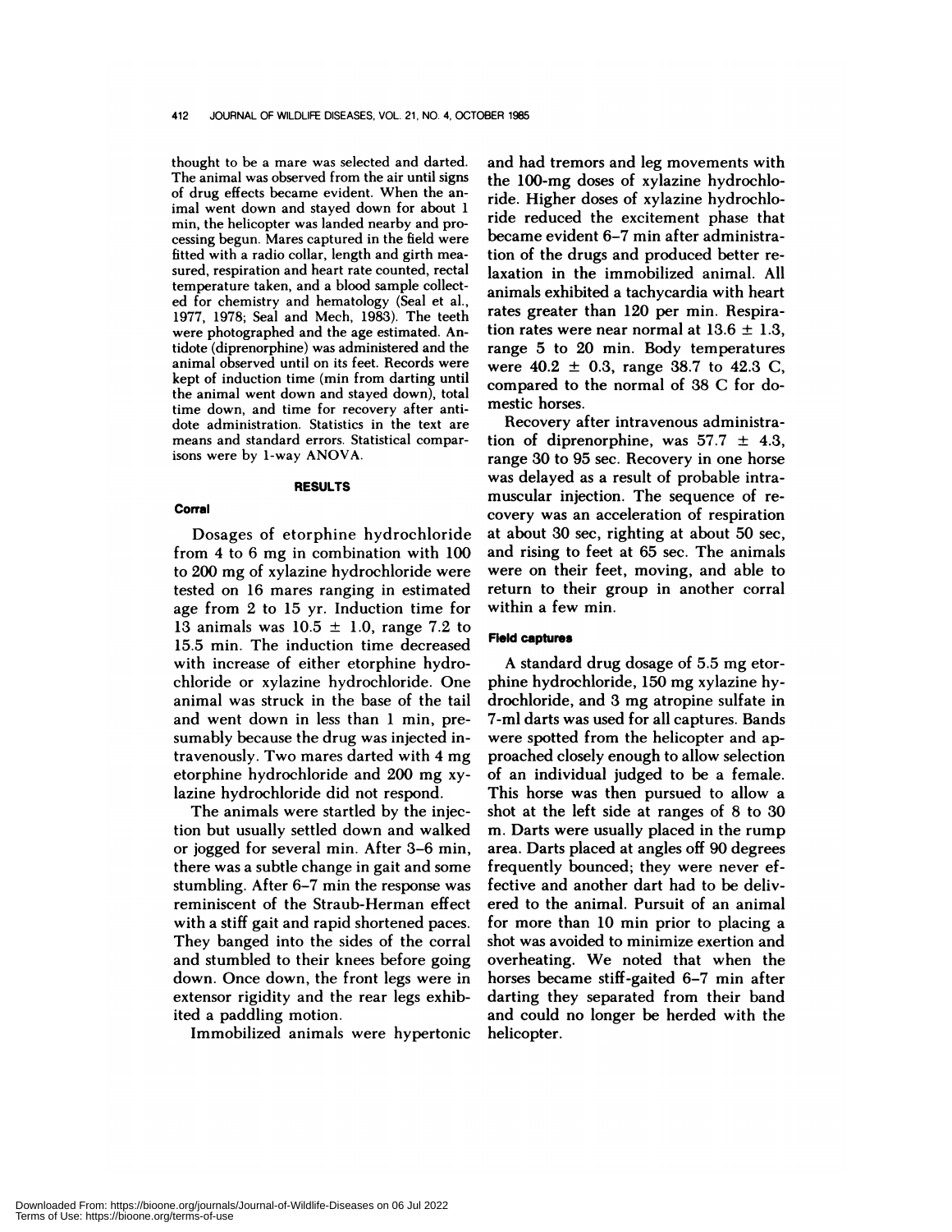thought to be a mare was selected and darted. The animal was observed from the air until signs of drug effects became evident. When the animal went down and stayed down for about 1 min, the helicopter was landed nearby and processing begun. Mares captured in the field were fitted with a radio collar, length and girth measured, respiration and heart rate counted, rectal temperature taken, and a blood sample collected for chemistry and hematology (Seal et al., 1977, 1978; Seal and Mech, 1983). The teeth were photographed and the age estimated. Antidote (diprenorphine) was administered and the animal observed until on its feet. Records were kept of induction time (min from darting until the animal went down and stayed down), total time down, and time for recovery after antidote administration. Statistics in the text are means and standard errors. Statistical comparisons were by 1-way ANOVA.

## RESULTS

### Corral

Dosages of etorphine hydrochloride from 4 to 6 mg in combination with 100 to 200 mg of xylazine hydrochloride were tested on 16 mares ranging in estimated age from 2 to 15 yr. Induction time for 13 animals was $10.5 \pm 1.0$, range 7.2 to 15.5 min. The induction time decreased with increase of either etorphine hydrochloride or xylazine hydrochloride. One animal was struck in the base of the tail and went down in less than 1 min, presumably because the drug was injected intravenously. Two mares darted with 4 mg etorphine hydrochloride and 200 mg xylazine hydrochloride did not respond.

The animals were startled by the injection but usually settled down and walked or jogged for several min. After 3–6 min, there was a subtle change in gait and some stumbling. After 6–7 min the response was reminiscent of the Straub-Herman effect with a stiff gait and rapid shortened paces. They banged into the sides of the corral and stumbled to their knees before going down. Once down, the front legs were in extensor rigidity and the rear legs exhibited a paddling motion.

Immobilized animals were hypertonic and had tremors and leg movements with the 100-mg doses of xylazine hydrochloride. Higher doses of xylazine hydrochloride reduced the excitement phase that became evident 6–7 min after administration of the drugs and produced better relaxation in the immobilized animal. All animals exhibited a tachycardia with heart rates greater than 120 per min. Respiration rates were near normal at $13.6 \pm 1.3$, range 5 to 20 min. Body temperatures were $40.2 \pm 0.3$, range 38.7 to 42.3 C, compared to the normal of 38 C for domestic horses.

Recovery after intravenous administration of diprenorphine, was $57.7 \pm 4.3$, range 30 to 95 sec. Recovery in one horse was delayed as a result of probable intramuscular injection. The sequence of recovery was an acceleration of respiration at about 30 sec, righting at about 50 sec, and rising to feet at 65 sec. The animals were on their feet, moving, and able to return to their group in another corral within a few min.

### Field captures

A standard drug dosage of 5.5 mg etorphine hydrochloride, 150 mg xylazine hydrochloride, and 3 mg atropine sulfate in 7-ml darts was used for all captures. Bands were spotted from the helicopter and approached closely enough to allow selection of an individual judged to be a female. This horse was then pursued to allow a shot at the left side at ranges of 8 to 30 m. Darts were usually placed in the rump area. Darts placed at angles off 90 degrees frequently bounced; they were never effective and another dart had to be delivered to the animal. Pursuit of an animal for more than 10 min prior to placing a shot was avoided to minimize exertion and overheating. We noted that when the horses became stiff-gaited 6–7 min after darting they separated from their band and could no longer be herded with the helicopter.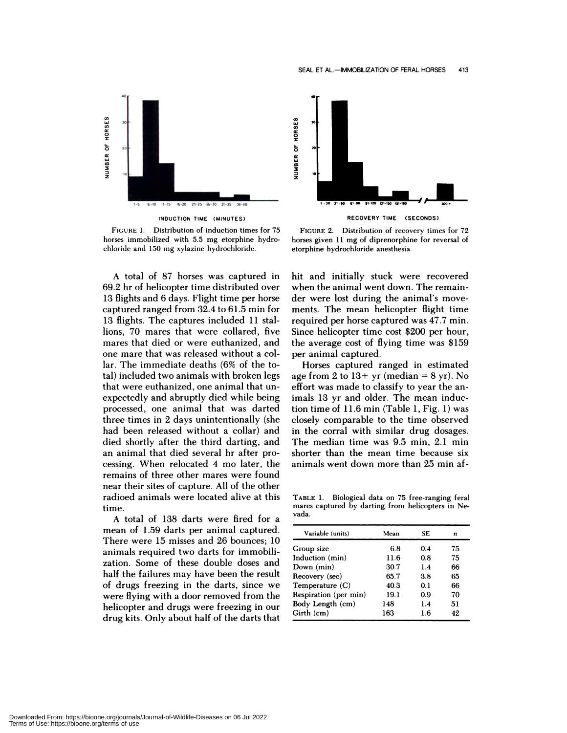FIGURE 1. Distribution of induction times for 75 horses immobilized with 5.5 mg etorphine hydrochloride and 150 mg xylazine hydrochloride.

FIGURE 2. Distribution of recovery times for 72 horses given 11 mg of diprenorphine for reversal of etorphine hydrochloride anesthesia.

A total of 87 horses was captured in 69.2 hr of helicopter time distributed over 13 flights and 6 days. Flight time per horse captured ranged from 32.4 to 61.5 min for 13 flights. The captures included 11 stallions, 70 mares that were collared, five mares that died or were euthanized, and one mare that was released without a collar. The immediate deaths (6% of the total) included two animals with broken legs that were euthanized, one animal that unexpectedly and abruptly died while being processed, one animal that was darted three times in 2 days unintentionally (she had been released without a collar) and died shortly after the third darting, and an animal that died several hr after processing. When relocated 4 mo later, the remains of three other mares were found near their sites of capture. All of the other radioed animals were located alive at this time.

A total of 138 darts were fired for a mean of 1.59 darts per animal captured. There were 15 misses and 26 bounces; 10 animals required two darts for immobilization. Some of these double doses and half the failures may have been the result of drugs freezing in the darts, since we were flying with a door removed from the helicopter and drugs were freezing in our drug kits. Only about half of the darts that hit and initially stuck were recovered when the animal went down. The remainder were lost during the animal's movements. The mean helicopter flight time required per horse captured was 47.7 min. Since helicopter time cost $200 per hour, the average cost of flying time was $159 per animal captured.

Horses captured ranged in estimated age from 2 to 13+ yr (median = 8 yr). No effort was made to classify to year the animals 13 yr and older. The mean induction time of 11.6 min (Table 1, Fig. 1) was closely comparable to the time observed in the corral with similar drug dosages. The median time was 9.5 min, 2.1 min shorter than the mean time because six animals went down more than 25 min af-

TABLE 1. Biological data on 75 free-ranging feral mares captured by darting from helicopters in Nevada.

| Variable (units) | Mean | SE | $n$ |
|---|---|---|---|
| Group size | 6.8 | 0.4 | 75 |
| Induction (min) | 11.6 | 0.8 | 75 |
| Down (min) | 30.7 | 1.4 | 66 |
| Recovery (sec) | 65.7 | 3.8 | 65 |
| Temperature (C) | 40.3 | 0.1 | 66 |
| Respiration (per min) | 19.1 | 0.9 | 70 |
| Body Length (cm) | 148 | 1.4 | 51 |
| Girth (cm) | 163 | 1.6 | 42 |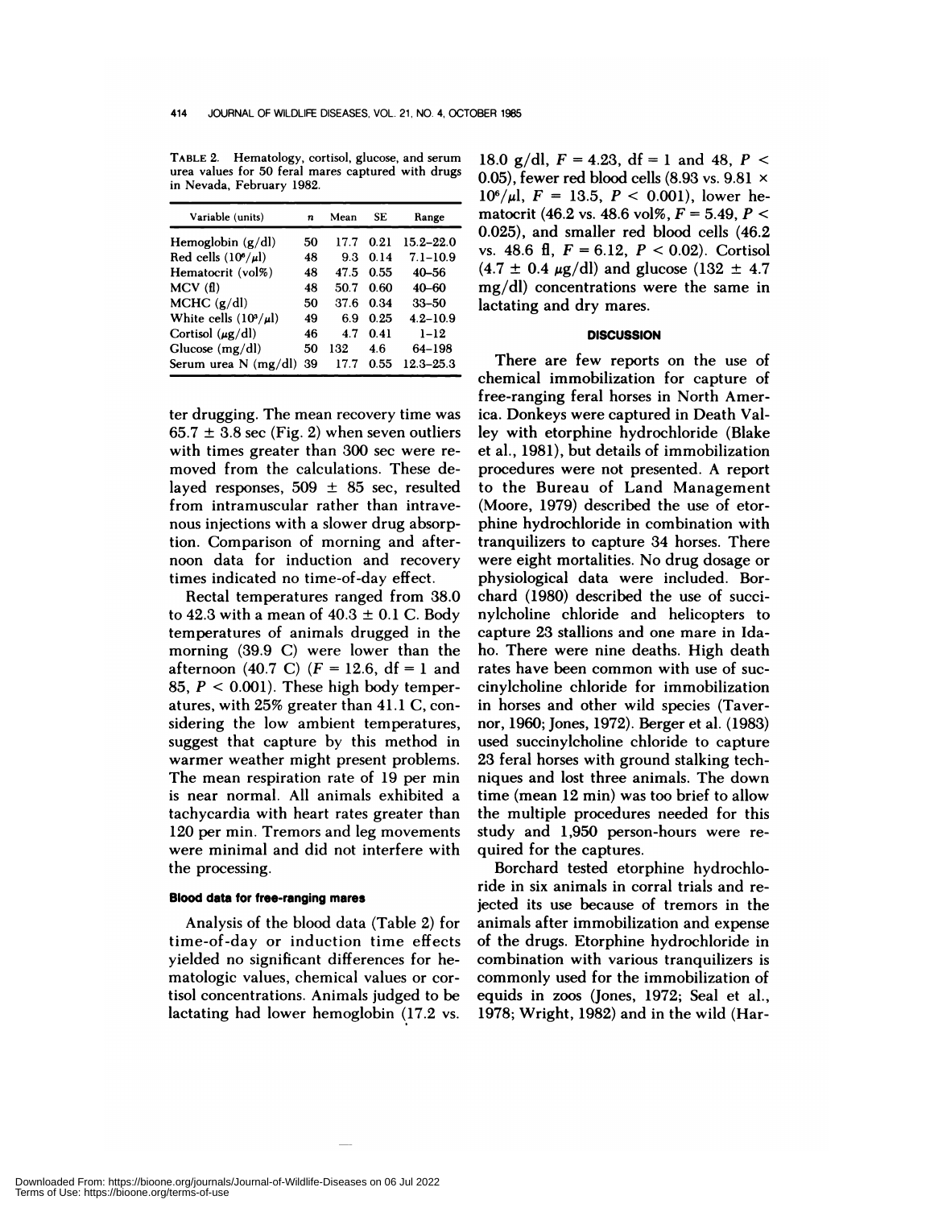TABLE 2. Hematology, cortisol, glucose, and serum urea values for 50 feral mares captured with drugs in Nevada, February 1982.

| Variable (units) | $n$ | Mean | SE | Range |
|---|---|---|---|---|
| Hemoglobin (g/dl) | 50 | 17.7 | 0.21 | 15.2–22.0 |
| Red cells ($10^6/\mu l$) | 48 | 9.3 | 0.14 | 7.1–10.9 |
| Hematocrit (vol%) | 48 | 47.5 | 0.55 | 40–56 |
| MCV (fl) | 48 | 50.7 | 0.60 | 40–60 |
| MCHC (g/dl) | 50 | 37.6 | 0.34 | 33–50 |
| White cells ($10^3/\mu l$) | 49 | 6.9 | 0.25 | 4.2–10.9 |
| Cortisol ($\mu$g/dl) | 46 | 4.7 | 0.41 | 1–12 |
| Glucose (mg/dl) | 50 | 132 | 4.6 | 64–198 |
| Serum urea N (mg/dl) | 39 | 17.7 | 0.55 | 12.3–25.3 |

ter drugging. The mean recovery time was $65.7 \pm 3.8$ sec (Fig. 2) when seven outliers with times greater than 300 sec were removed from the calculations. These delayed responses, $509 \pm 85$ sec, resulted from intramuscular rather than intravenous injections with a slower drug absorption. Comparison of morning and afternoon data for induction and recovery times indicated no time-of-day effect.

Rectal temperatures ranged from 38.0 to 42.3 with a mean of $40.3 \pm 0.1$ C. Body temperatures of animals drugged in the morning (39.9 C) were lower than the afternoon (40.7 C) ($F = 12.6$, df = 1 and 85, $P < 0.001$). These high body temperatures, with 25% greater than 41.1 C, considering the low ambient temperatures, suggest that capture by this method in warmer weather might present problems. The mean respiration rate of 19 per min is near normal. All animals exhibited a tachycardia with heart rates greater than 120 per min. Tremors and leg movements were minimal and did not interfere with the processing.

### Blood data for free-ranging mares

Analysis of the blood data (Table 2) for time-of-day or induction time effects yielded no significant differences for hematologic values, chemical values or cortisol concentrations. Animals judged to be lactating had lower hemoglobin (17.2 vs. 18.0 g/dl, $F = 4.23$, df = 1 and 48, $P < 0.05$), fewer red blood cells (8.93 vs. 9.81 $\times$ $10^6/\mu l$, $F = 13.5$, $P < 0.001$), lower hematocrit (46.2 vs. 48.6 vol%, $F = 5.49$, $P < 0.025$), and smaller red blood cells (46.2 vs. 48.6 fl, $F = 6.12$, $P < 0.02$). Cortisol ($4.7 \pm 0.4$ $\mu$g/dl) and glucose ($132 \pm 4.7$ mg/dl) concentrations were the same in lactating and dry mares.

## DISCUSSION

There are few reports on the use of chemical immobilization for capture of free-ranging feral horses in North America. Donkeys were captured in Death Valley with etorphine hydrochloride (Blake et al., 1981), but details of immobilization procedures were not presented. A report to the Bureau of Land Management (Moore, 1979) described the use of etorphine hydrochloride in combination with tranquilizers to capture 34 horses. There were eight mortalities. No drug dosage or physiological data were included. Borchard (1980) described the use of succinylcholine chloride and helicopters to capture 23 stallions and one mare in Idaho. There were nine deaths. High death rates have been common with use of succinylcholine chloride for immobilization in horses and other wild species (Tavernor, 1960; Jones, 1972). Berger et al. (1983) used succinylcholine chloride to capture 23 feral horses with ground stalking techniques and lost three animals. The down time (mean 12 min) was too brief to allow the multiple procedures needed for this study and 1,950 person-hours were required for the captures.

Borchard tested etorphine hydrochloride in six animals in corral trials and rejected its use because of tremors in the animals after immobilization and expense of the drugs. Etorphine hydrochloride in combination with various tranquilizers is commonly used for the immobilization of equids in zoos (Jones, 1972; Seal et al., 1978; Wright, 1982) and in the wild (Har-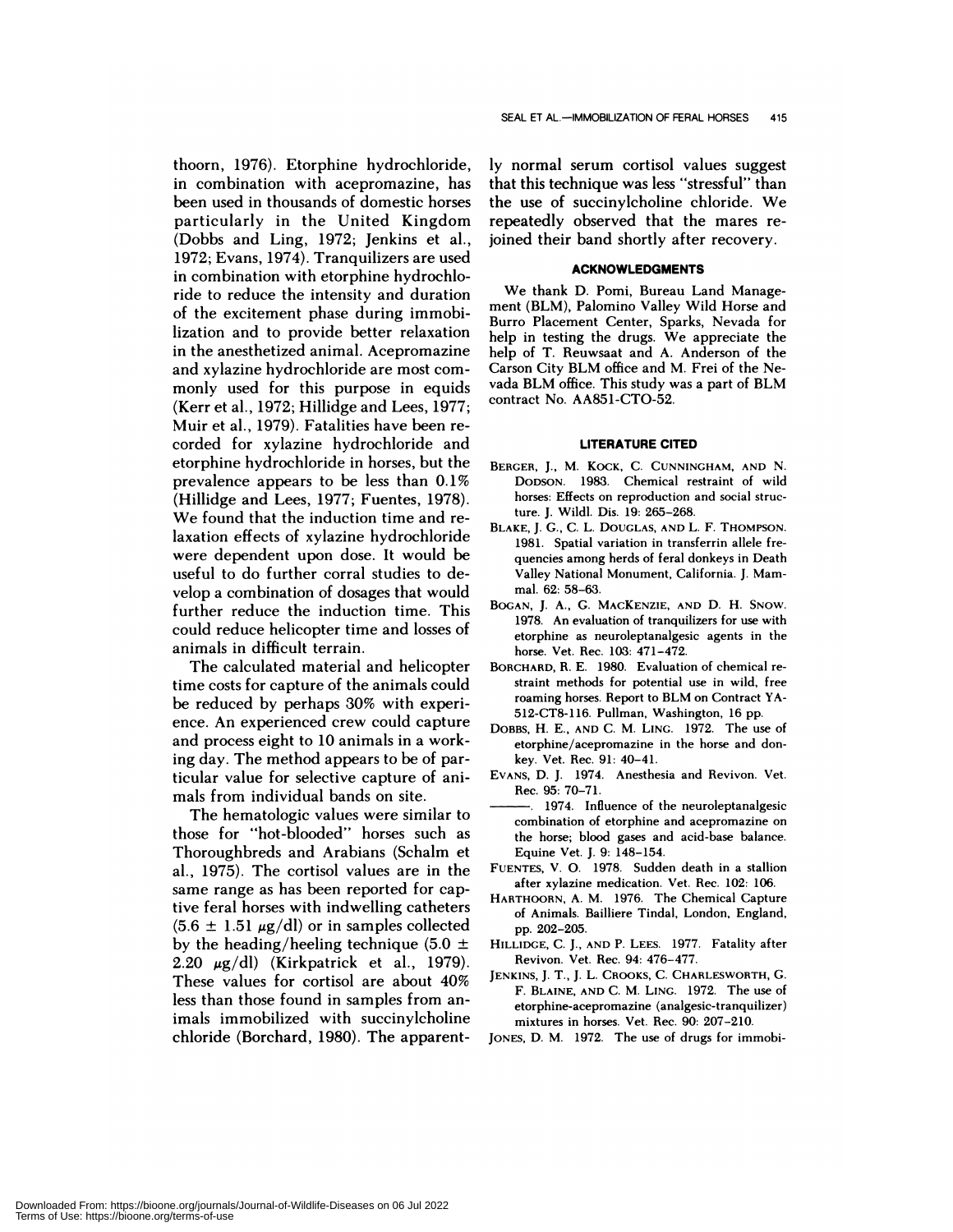thoorn, 1976). Etorphine hydrochloride, in combination with acepromazine, has been used in thousands of domestic horses particularly in the United Kingdom (Dobbs and Ling, 1972; Jenkins et al., 1972; Evans, 1974). Tranquilizers are used in combination with etorphine hydrochloride to reduce the intensity and duration of the excitement phase during immobilization and to provide better relaxation in the anesthetized animal. Acepromazine and xylazine hydrochloride are most commonly used for this purpose in equids (Kerr et al., 1972; Hillidge and Lees, 1977; Muir et al., 1979). Fatalities have been recorded for xylazine hydrochloride and etorphine hydrochloride in horses, but the prevalence appears to be less than 0.1% (Hillidge and Lees, 1977; Fuentes, 1978). We found that the induction time and relaxation effects of xylazine hydrochloride were dependent upon dose. It would be useful to do further corral studies to develop a combination of dosages that would further reduce the induction time. This could reduce helicopter time and losses of animals in difficult terrain.

The calculated material and helicopter time costs for capture of the animals could be reduced by perhaps 30% with experience. An experienced crew could capture and process eight to 10 animals in a working day. The method appears to be of particular value for selective capture of animals from individual bands on site.

The hematologic values were similar to those for "hot-blooded" horses such as Thoroughbreds and Arabians (Schalm et al., 1975). The cortisol values are in the same range as has been reported for captive feral horses with indwelling catheters ($5.6 \pm 1.51$ $\mu g/dl$) or in samples collected by the heading/heeling technique ($5.0 \pm 2.20$ $\mu g/dl$) (Kirkpatrick et al., 1979). These values for cortisol are about 40% less than those found in samples from animals immobilized with succinylcholine chloride (Borchard, 1980). The apparently normal serum cortisol values suggest that this technique was less "stressful" than the use of succinylcholine chloride. We repeatedly observed that the mares rejoined their band shortly after recovery.

## ACKNOWLEDGMENTS

We thank D. Pomi, Bureau Land Management (BLM), Palomino Valley Wild Horse and Burro Placement Center, Sparks, Nevada for help in testing the drugs. We appreciate the help of T. Reuwsaat and A. Anderson of the Carson City BLM office and M. Frei of the Nevada BLM office. This study was a part of BLM contract No. AA851-CTO-52.

## LITERATURE CITED

BERGER, J., M. KOCK, C. CUNNINGHAM, AND N. DODSON. 1983. Chemical restraint of wild horses: Effects on reproduction and social structure. J. Wildl. Dis. 19: 265–268.

BLAKE, J. G., C. L. DOUGLAS, AND L. F. THOMPSON. 1981. Spatial variation in transferrin allele frequencies among herds of feral donkeys in Death Valley National Monument, California. J. Mammal. 62: 58–63.

BOGAN, J. A., G. MACKENZIE, AND D. H. SNOW. 1978. An evaluation of tranquilizers for use with etorphine as neuroleptanalgesic agents in the horse. Vet. Rec. 103: 471–472.

BORCHARD, R. E. 1980. Evaluation of chemical restraint methods for potential use in wild, free roaming horses. Report to BLM on Contract YA-512-CT8-116. Pullman, Washington, 16 pp.

DOBBS, H. E., AND C. M. LING. 1972. The use of etorphine/acepromazine in the horse and donkey. Vet. Rec. 91: 40–41.

EVANS, D. J. 1974. Anesthesia and Revivon. Vet. Rec. 95: 70–71.

———. 1974. Influence of the neuroleptanalgesic combination of etorphine and acepromazine on the horse; blood gases and acid-base balance. Equine Vet. J. 9: 148–154.

FUENTES, V. O. 1978. Sudden death in a stallion after xylazine medication. Vet. Rec. 102: 106.

HARTHOORN, A. M. 1976. The Chemical Capture of Animals. Bailliere Tindal, London, England, pp. 202–205.

HILLIDGE, C. J., AND P. LEES. 1977. Fatality after Revivon. Vet. Rec. 94: 476–477.

JENKINS, J. T., J. L. CROOKS, C. CHARLESWORTH, G. F. BLAINE, AND C. M. LING. 1972. The use of etorphine-acepromazine (analgesic-tranquilizer) mixtures in horses. Vet. Rec. 90: 207–210.

JONES, D. M. 1972. The use of drugs for immobi-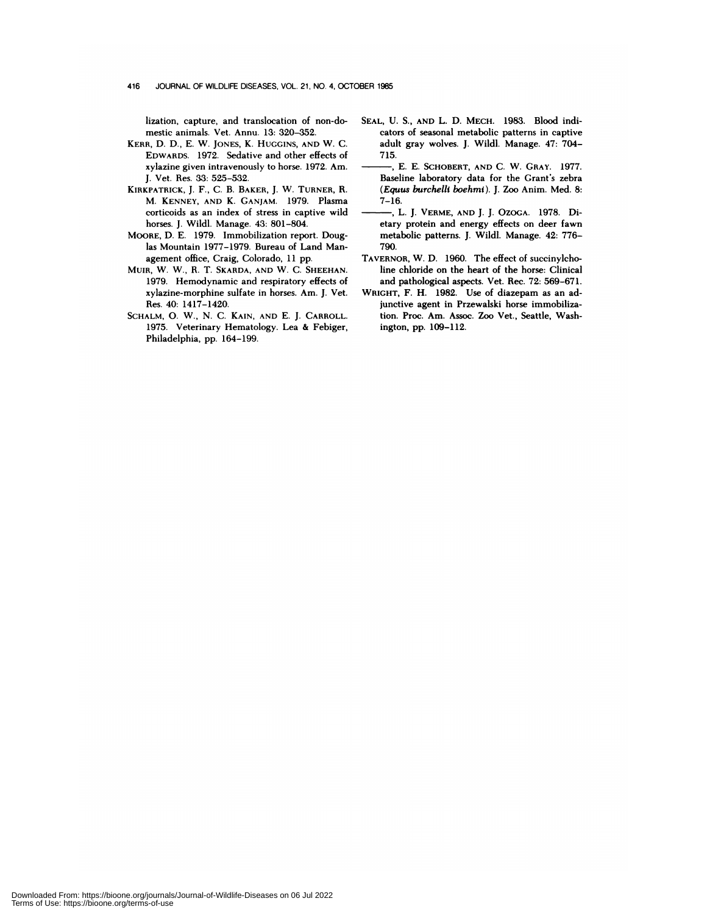lization, capture, and translocation of non-domestic animals. Vet. Annu. 13: 320–352.

KERR, D. D., E. W. JONES, K. HUGGINS, AND W. C. EDWARDS. 1972. Sedative and other effects of xylazine given intravenously to horse. 1972. Am. J. Vet. Res. 33: 525–532.

KIRKPATRICK, J. F., C. B. BAKER, J. W. TURNER, R. M. KENNEY, AND K. GANJAM. 1979. Plasma corticoids as an index of stress in captive wild horses. J. Wildl. Manage. 43: 801–804.

MOORE, D. E. 1979. Immobilization report. Douglas Mountain 1977–1979. Bureau of Land Management office, Craig, Colorado, 11 pp.

MUIR, W. W., R. T. SKARDA, AND W. C. SHEEHAN. 1979. Hemodynamic and respiratory effects of xylazine-morphine sulfate in horses. Am. J. Vet. Res. 40: 1417–1420.

SCHALM, O. W., N. C. KAIN, AND E. J. CARROLL. 1975. Veterinary Hematology. Lea & Febiger, Philadelphia, pp. 164–199.

SEAL, U. S., AND L. D. MECH. 1983. Blood indicators of seasonal metabolic patterns in captive adult gray wolves. J. Wildl. Manage. 47: 704–715.

———, E. E. SCHOBERT, AND C. W. GRAY. 1977. Baseline laboratory data for the Grant's zebra (*Equus burchelli boehmi*). J. Zoo Anim. Med. 8: 7–16.

———, L. J. VERME, AND J. J. OZOGA. 1978. Dietary protein and energy effects on deer fawn metabolic patterns. J. Wildl. Manage. 42: 776–790.

TAVERNOR, W. D. 1960. The effect of succinylcholine chloride on the heart of the horse: Clinical and pathological aspects. Vet. Rec. 72: 569–671.

WRIGHT, F. H. 1982. Use of diazepam as an adjunctive agent in Przewalski horse immobilization. Proc. Am. Assoc. Zoo Vet., Seattle, Washington, pp. 109–112.